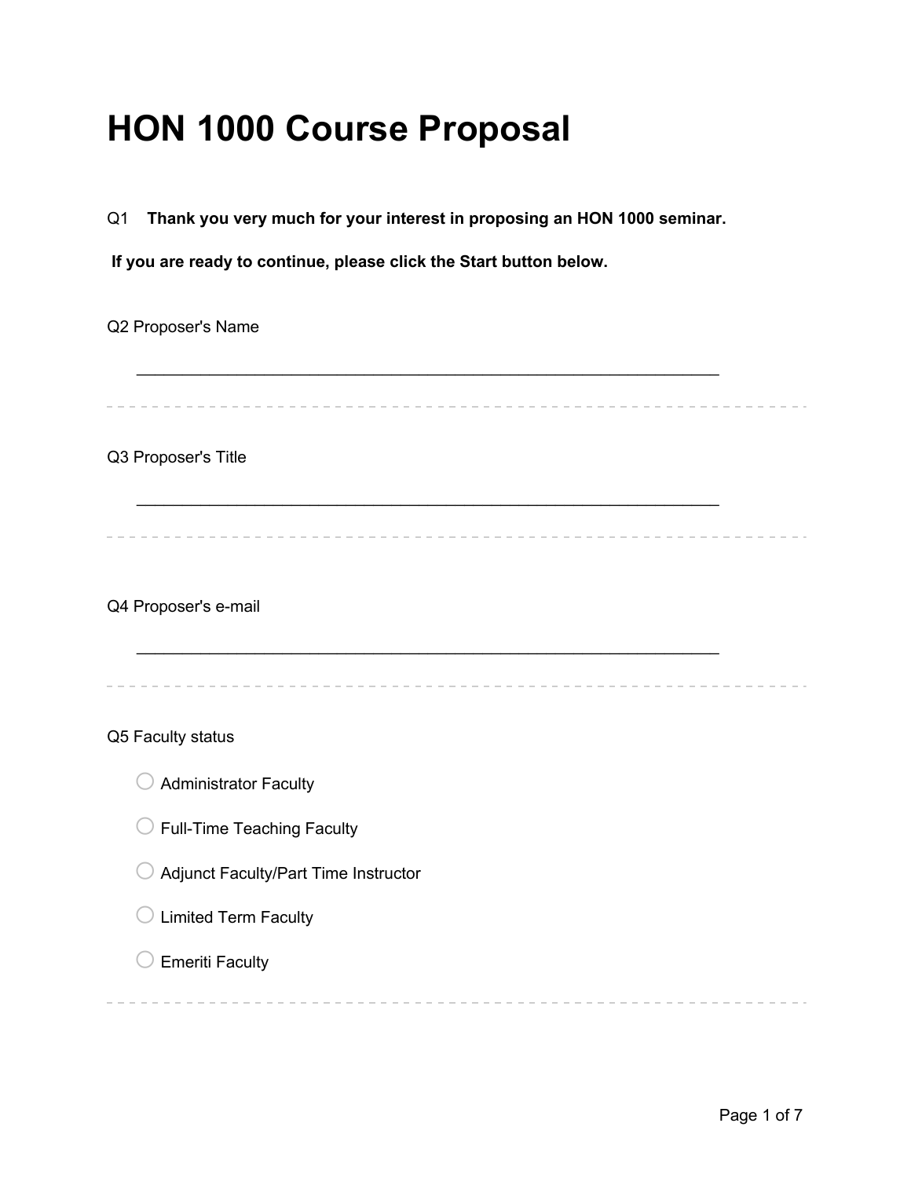# HON 1000 Course Proposal

Q1 **Thank you very much for your interest in proposing an HON 1000 seminar.**

**If you are ready to continue, please click the Start button below.**

Q2 Proposer's Name

________________________________________________________________

Q3 Proposer's Title

________________________________________________________________

Q4 Proposer's e-mail

________________________________________________________________

Q5 Faculty status

- ○ Administrator Faculty
- ○ Full-Time Teaching Faculty
- ○ Adjunct Faculty/Part Time Instructor
- ○ Limited Term Faculty
- ○ Emeriti Faculty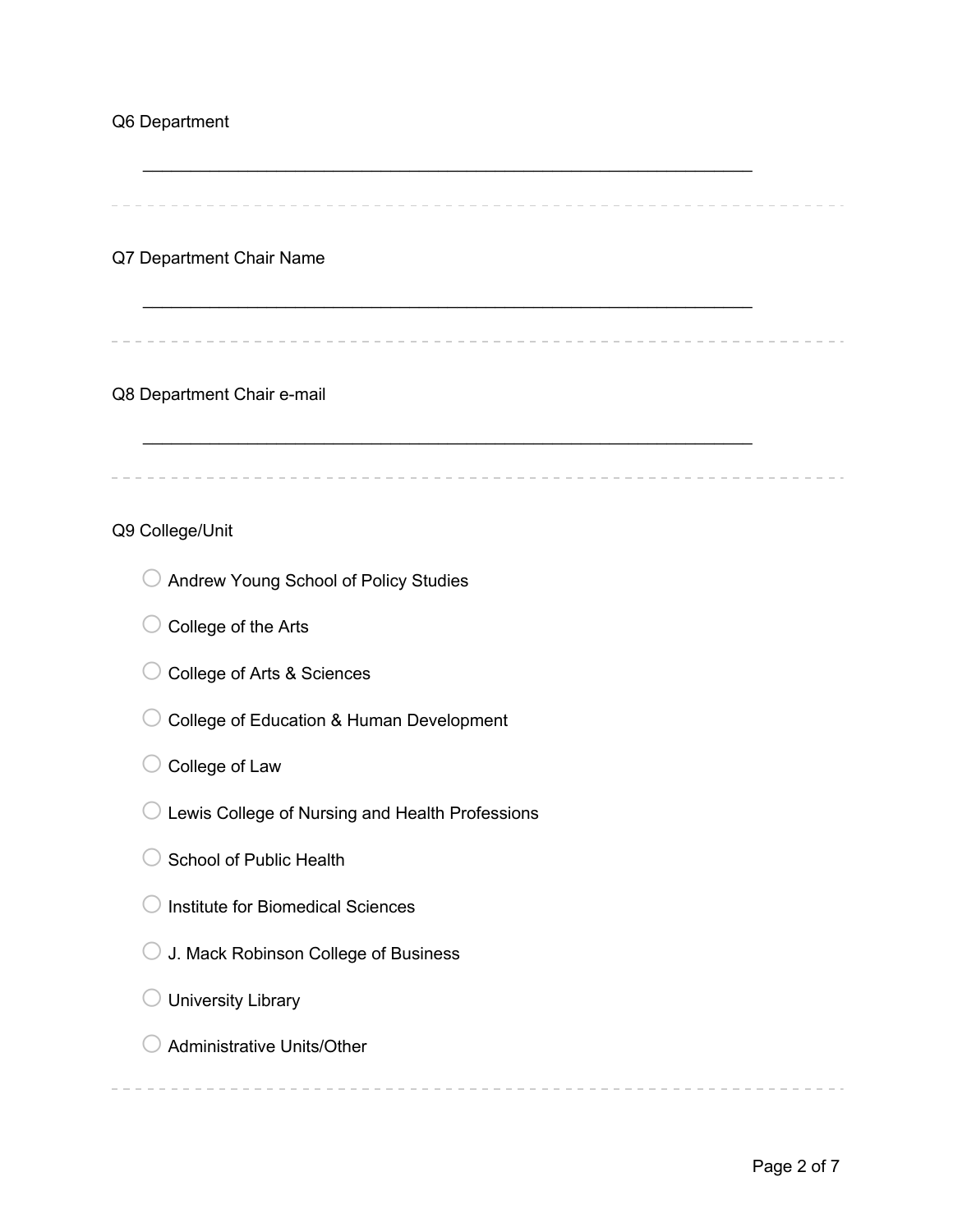Q6 Department

________________________________________________________________

---

Q7 Department Chair Name

________________________________________________________________

---

Q8 Department Chair e-mail

________________________________________________________________

---

Q9 College/Unit

- ○ Andrew Young School of Policy Studies
- ○ College of the Arts
- ○ College of Arts & Sciences
- ○ College of Education & Human Development
- ○ College of Law
- ○ Lewis College of Nursing and Health Professions
- ○ School of Public Health
- ○ Institute for Biomedical Sciences
- ○ J. Mack Robinson College of Business
- ○ University Library
- ○ Administrative Units/Other

---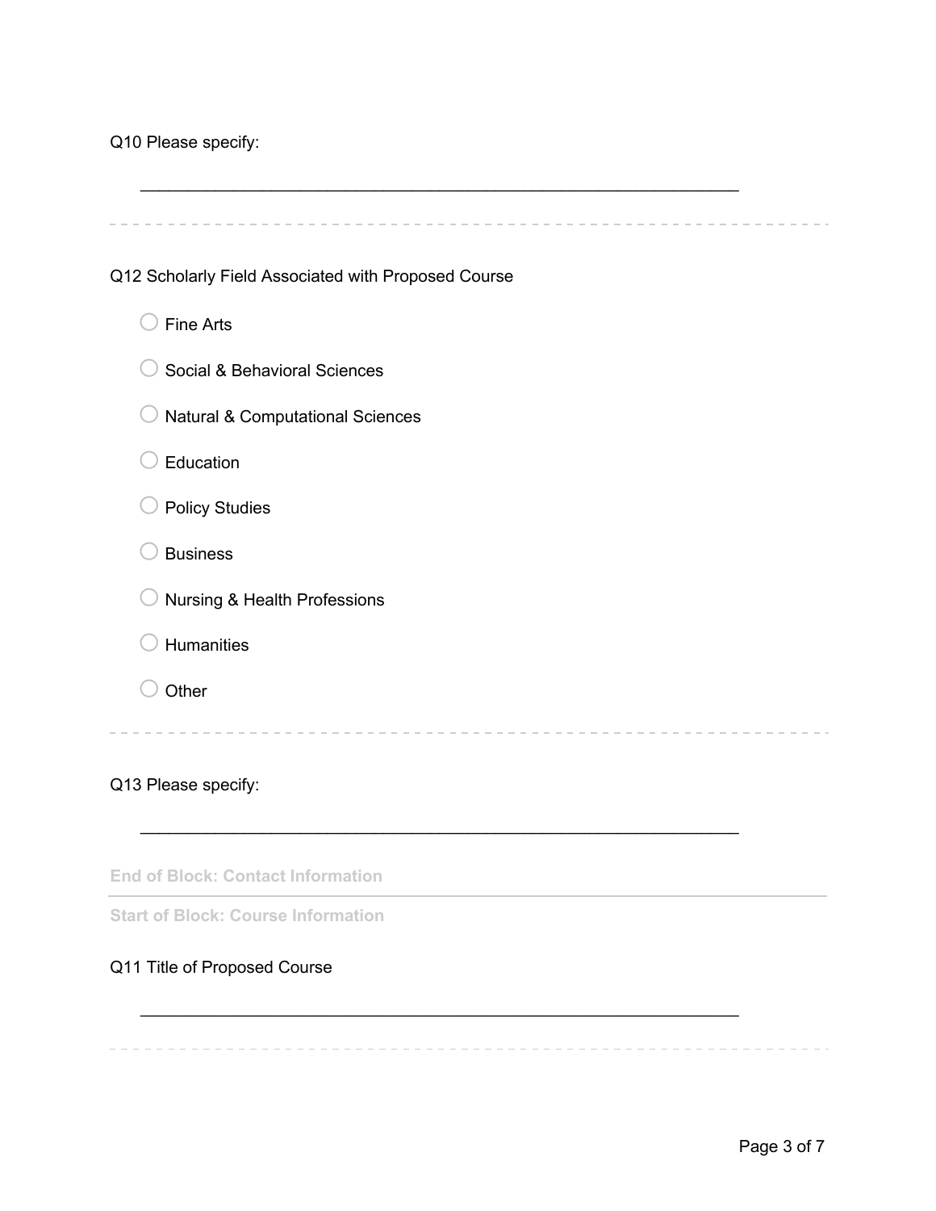Q10 Please specify:

________________________________________________________________

Q12 Scholarly Field Associated with Proposed Course

- ○ Fine Arts
- ○ Social & Behavioral Sciences
- ○ Natural & Computational Sciences
- ○ Education
- ○ Policy Studies
- ○ Business
- ○ Nursing & Health Professions
- ○ Humanities
- ○ Other

Q13 Please specify:

________________________________________________________________

**End of Block: Contact Information**

---

**Start of Block: Course Information**

Q11 Title of Proposed Course

________________________________________________________________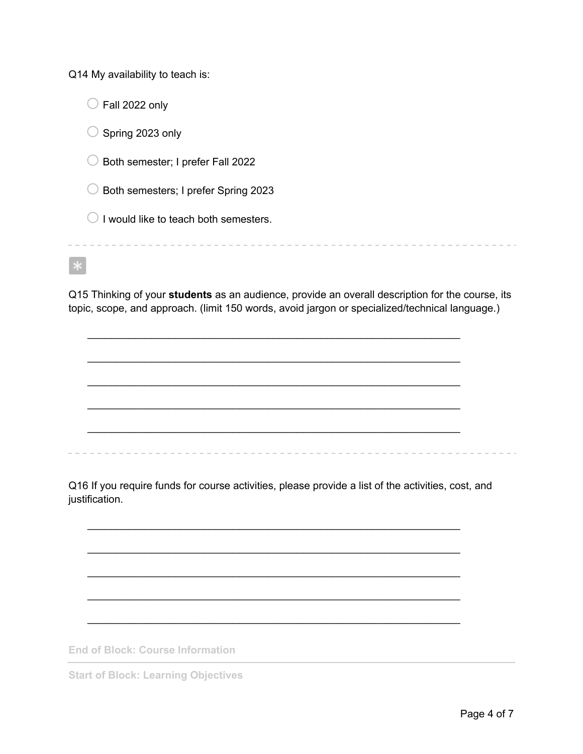Q14 My availability to teach is:

- ○ Fall 2022 only
- ○ Spring 2023 only
- ○ Both semester; I prefer Fall 2022
- ○ Both semesters; I prefer Spring 2023
- ○ I would like to teach both semesters.

---

*

Q15 Thinking of your **students** as an audience, provide an overall description for the course, its topic, scope, and approach. (limit 150 words, avoid jargon or specialized/technical language.)

________________________________________________________________

________________________________________________________________

________________________________________________________________

________________________________________________________________

________________________________________________________________

---

Q16 If you require funds for course activities, please provide a list of the activities, cost, and justification.

________________________________________________________________

________________________________________________________________

________________________________________________________________

________________________________________________________________

________________________________________________________________

End of Block: Course Information

---

Start of Block: Learning Objectives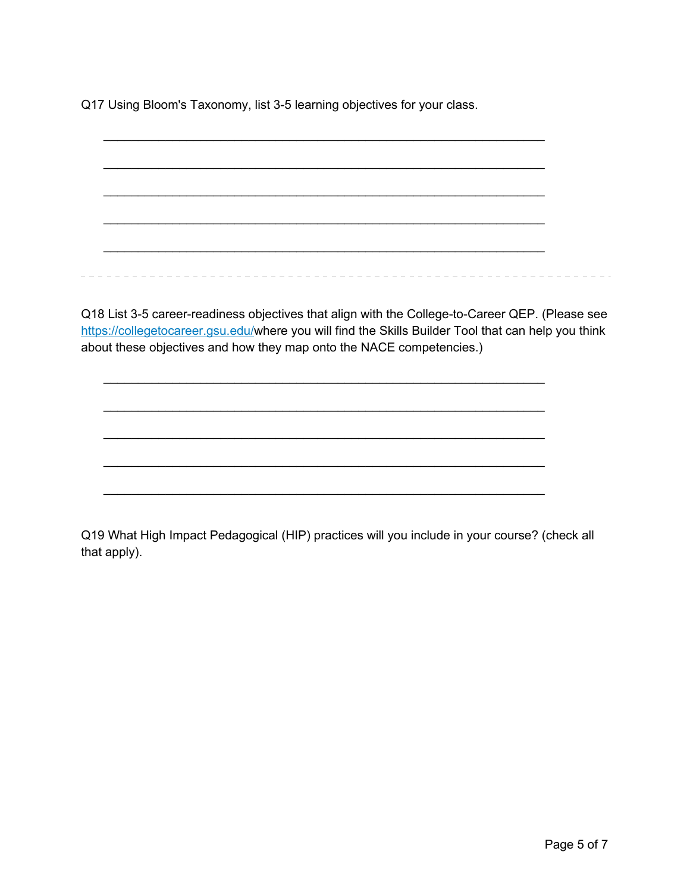Q17 Using Bloom's Taxonomy, list 3-5 learning objectives for your class.

________________________________________________________________

________________________________________________________________

________________________________________________________________

________________________________________________________________

________________________________________________________________

---

Q18 List 3-5 career-readiness objectives that align with the College-to-Career QEP. (Please see [https://collegetocareer.gsu.edu/](https://collegetocareer.gsu.edu/)where you will find the Skills Builder Tool that can help you think about these objectives and how they map onto the NACE competencies.)

________________________________________________________________

________________________________________________________________

________________________________________________________________

________________________________________________________________

________________________________________________________________

Q19 What High Impact Pedagogical (HIP) practices will you include in your course? (check all that apply).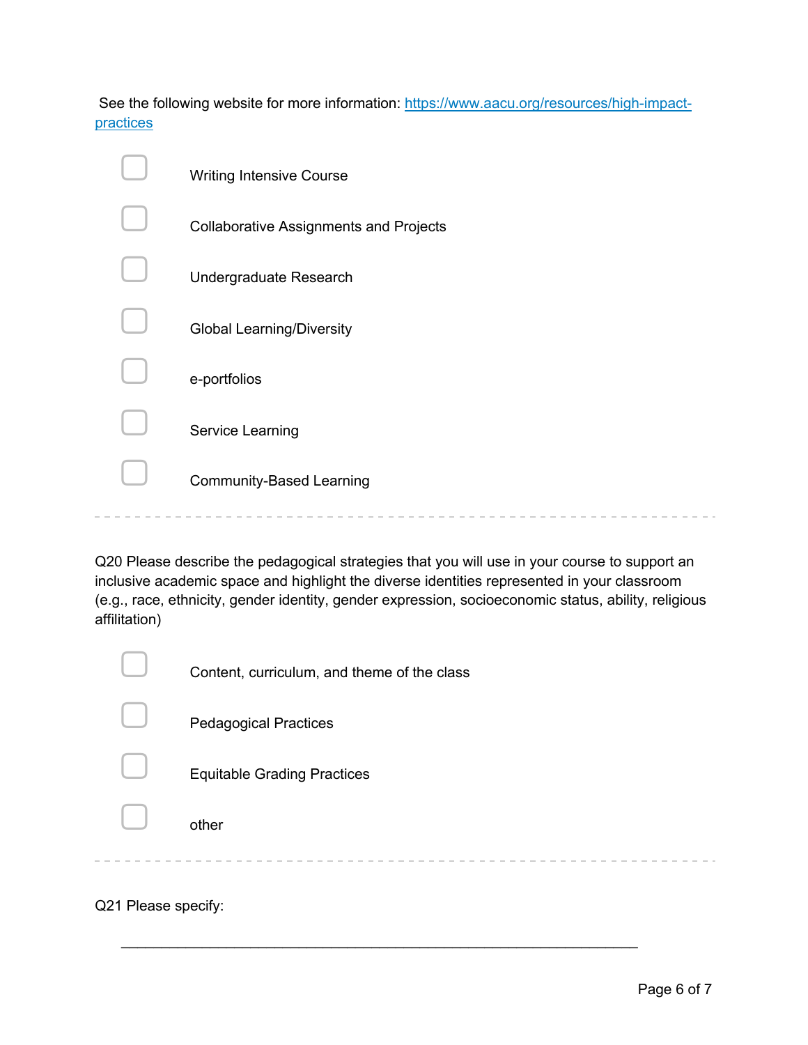See the following website for more information: [https://www.aacu.org/resources/high-impact-practices](https://www.aacu.org/resources/high-impact-practices)

- ☐ Writing Intensive Course
- ☐ Collaborative Assignments and Projects
- ☐ Undergraduate Research
- ☐ Global Learning/Diversity
- ☐ e-portfolios
- ☐ Service Learning
- ☐ Community-Based Learning

---

Q20 Please describe the pedagogical strategies that you will use in your course to support an inclusive academic space and highlight the diverse identities represented in your classroom (e.g., race, ethnicity, gender identity, gender expression, socioeconomic status, ability, religious affilitation)

- ☐ Content, curriculum, and theme of the class
- ☐ Pedagogical Practices
- ☐ Equitable Grading Practices
- ☐ other

---

Q21 Please specify:

________________________________________________________________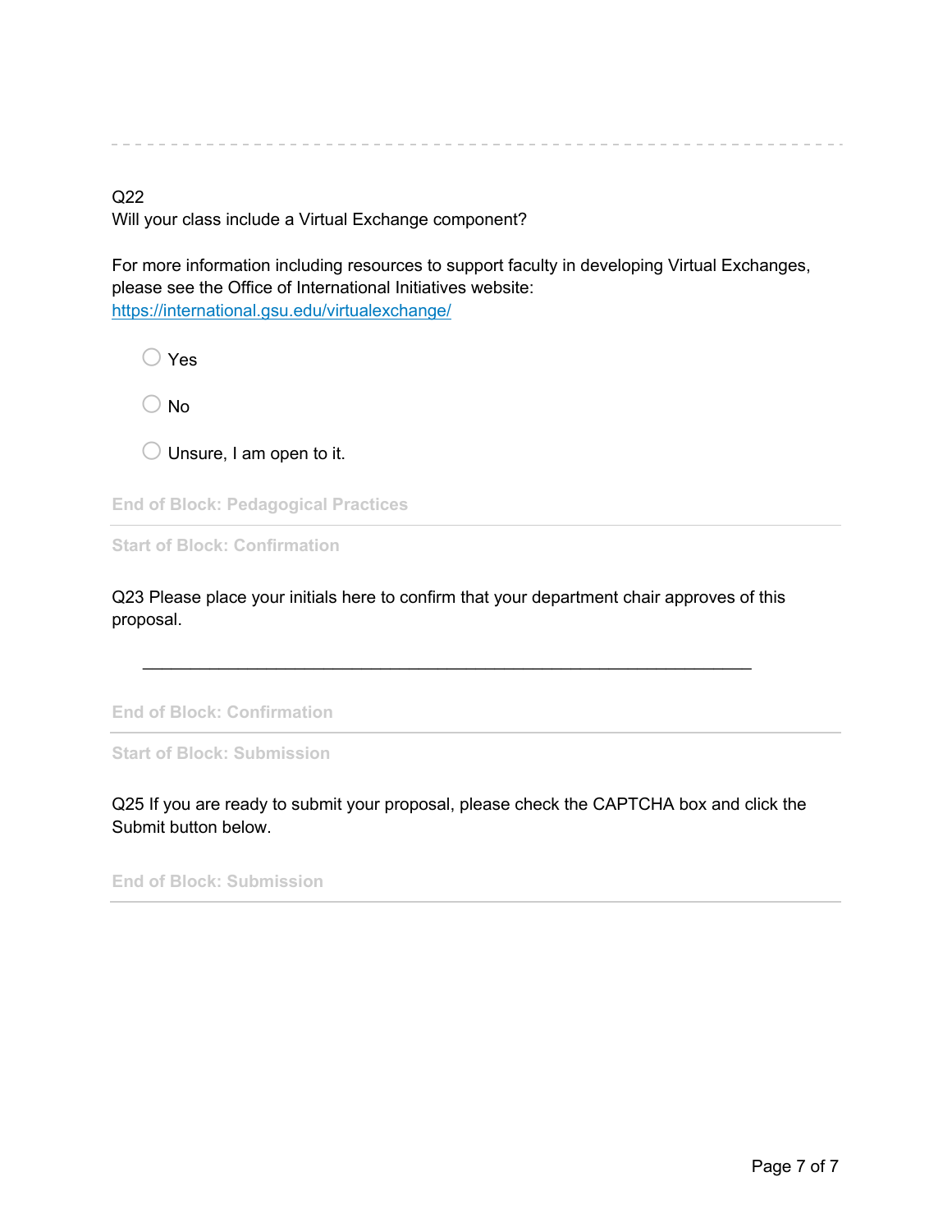Q22
Will your class include a Virtual Exchange component?

For more information including resources to support faculty in developing Virtual Exchanges, please see the Office of International Initiatives website: [https://international.gsu.edu/virtualexchange/](https://international.gsu.edu/virtualexchange/)

- ○ Yes
- ○ No
- ○ Unsure, I am open to it.

**End of Block: Pedagogical Practices**

**Start of Block: Confirmation**

Q23 Please place your initials here to confirm that your department chair approves of this proposal.

________________________________________________________________

**End of Block: Confirmation**

**Start of Block: Submission**

Q25 If you are ready to submit your proposal, please check the CAPTCHA box and click the Submit button below.

**End of Block: Submission**